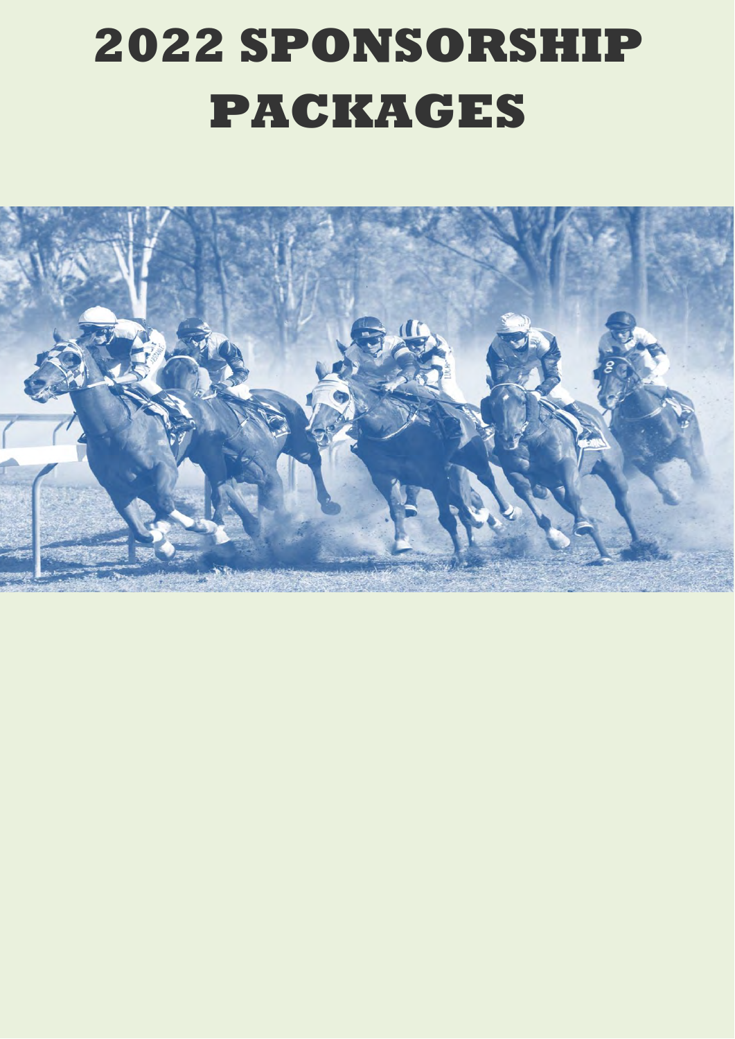# 2022 SPONSORSHIP PACKAGES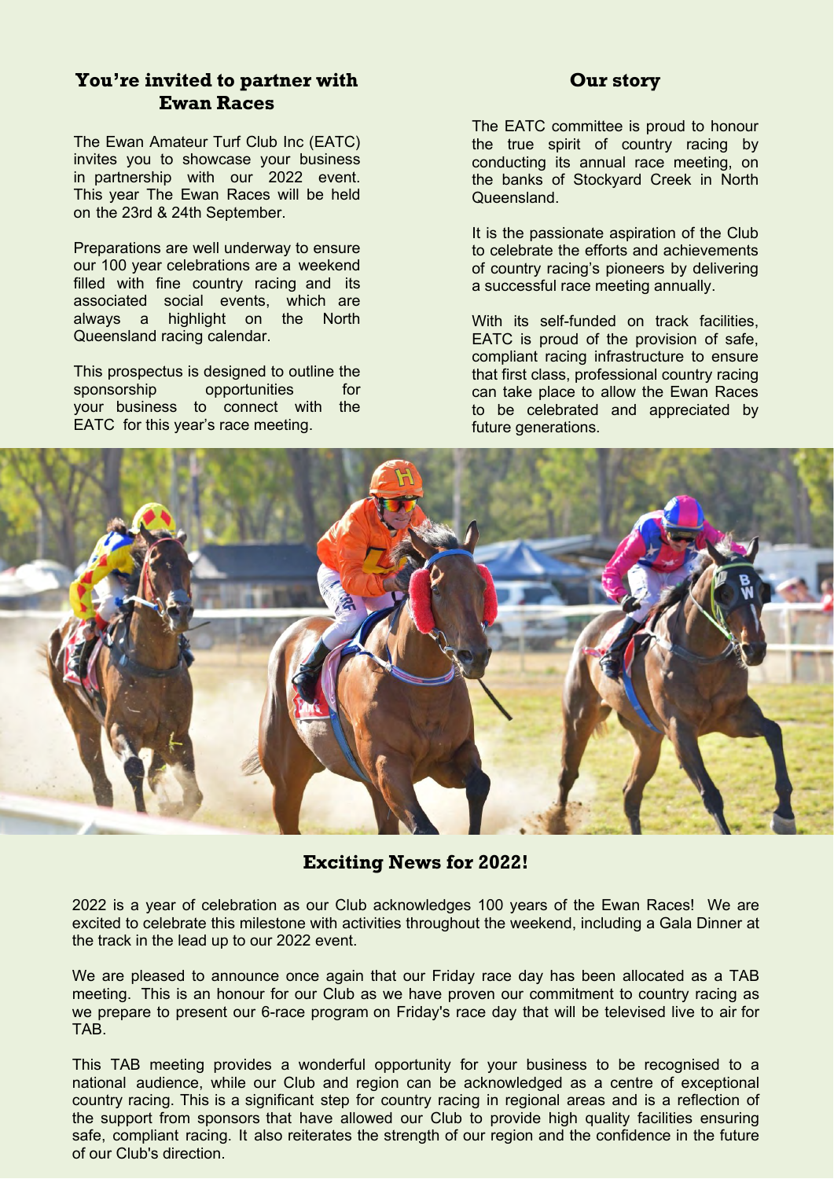## You're invited to partner with Ewan Races

The Ewan Amateur Turf Club Inc (EATC) invites you to showcase your business in partnership with our 2022 event. This year The Ewan Races will be held on the 23rd & 24th September.

Preparations are well underway to ensure our 100 year celebrations are a weekend filled with fine country racing and its associated social events, which are always a highlight on the North Queensland racing calendar.

This prospectus is designed to outline the sponsorship opportunities for your business to connect with the EATC for this year's race meeting.

## Our story

The EATC committee is proud to honour the true spirit of country racing by conducting its annual race meeting, on the banks of Stockyard Creek in North Queensland.

It is the passionate aspiration of the Club to celebrate the efforts and achievements of country racing's pioneers by delivering a successful race meeting annually.

With its self-funded on track facilities, EATC is proud of the provision of safe, compliant racing infrastructure to ensure that first class, professional country racing can take place to allow the Ewan Races to be celebrated and appreciated by future generations.

## Exciting News for 2022!

2022 is a year of celebration as our Club acknowledges 100 years of the Ewan Races! We are excited to celebrate this milestone with activities throughout the weekend, including a Gala Dinner at the track in the lead up to our 2022 event.

We are pleased to announce once again that our Friday race day has been allocated as a TAB meeting. This is an honour for our Club as we have proven our commitment to country racing as we prepare to present our 6-race program on Friday's race day that will be televised live to air for TAB.

This TAB meeting provides a wonderful opportunity for your business to be recognised to a national audience, while our Club and region can be acknowledged as a centre of exceptional country racing. This is a significant step for country racing in regional areas and is a reflection of the support from sponsors that have allowed our Club to provide high quality facilities ensuring safe, compliant racing. It also reiterates the strength of our region and the confidence in the future of our Club's direction.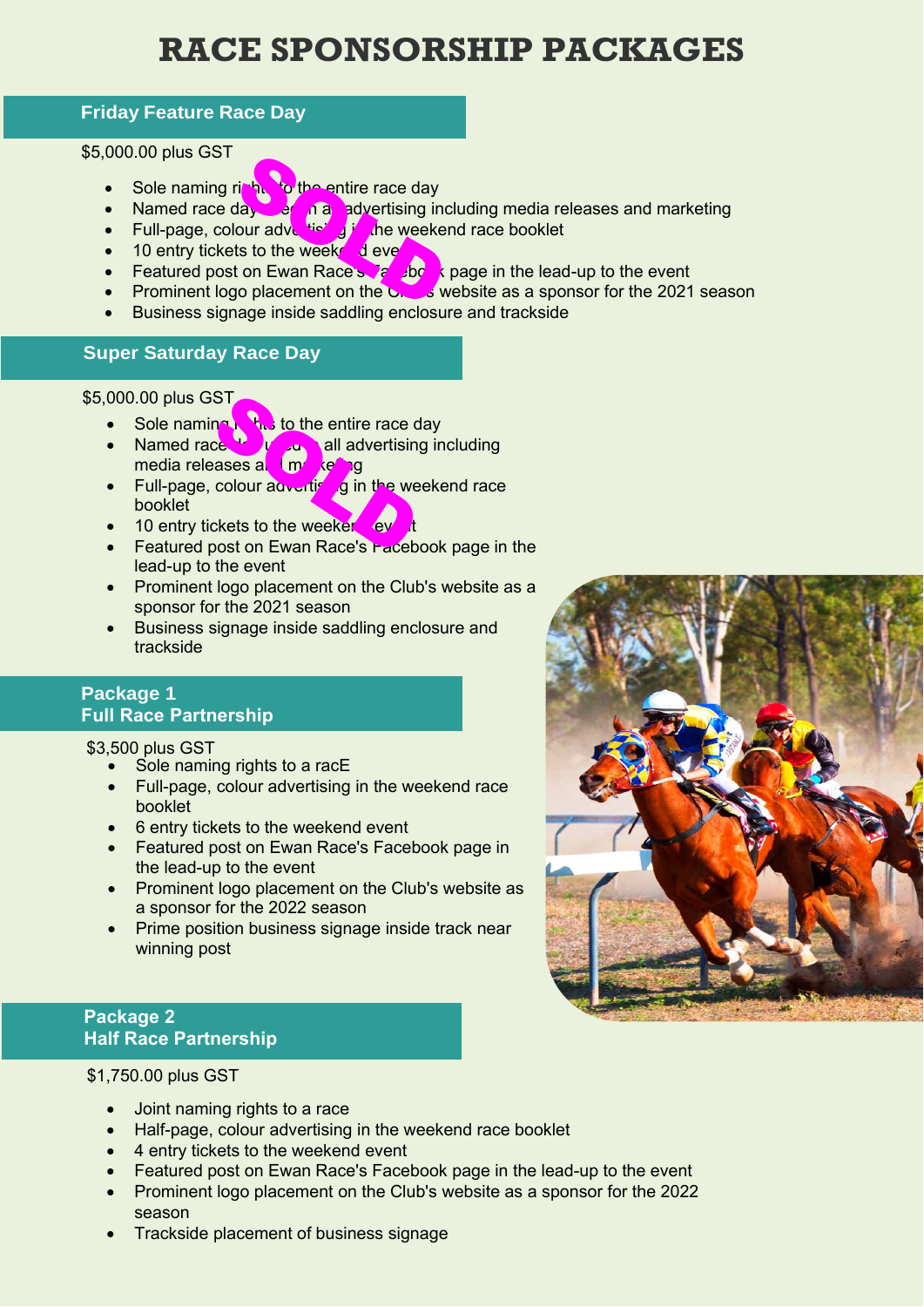# RACE SPONSORSHIP PACKAGES

## Friday Feature Race Day

SOLD

$5,000.00 plus GST

- Sole naming rights to the entire race day
- Named race day used in all advertising including media releases and marketing
- Full-page, colour advertising in the weekend race booklet
- 10 entry tickets to the weekend event
- Featured post on Ewan Race's Facebook page in the lead-up to the event
- Prominent logo placement on the Club's website as a sponsor for the 2021 season
- Business signage inside saddling enclosure and trackside

## Super Saturday Race Day

SOLD

$5,000.00 plus GST

- Sole naming rights to the entire race day
- Named race day used in all advertising including media releases and marketing
- Full-page, colour advertising in the weekend race booklet
- 10 entry tickets to the weekend event
- Featured post on Ewan Race's Facebook page in the lead-up to the event
- Prominent logo placement on the Club's website as a sponsor for the 2021 season
- Business signage inside saddling enclosure and trackside

## Package 1
## Full Race Partnership

$3,500 plus GST

- Sole naming rights to a racE
- Full-page, colour advertising in the weekend race booklet
- 6 entry tickets to the weekend event
- Featured post on Ewan Race's Facebook page in the lead-up to the event
- Prominent logo placement on the Club's website as a sponsor for the 2022 season
- Prime position business signage inside track near winning post

## Package 2
## Half Race Partnership

$1,750.00 plus GST

- Joint naming rights to a race
- Half-page, colour advertising in the weekend race booklet
- 4 entry tickets to the weekend event
- Featured post on Ewan Race's Facebook page in the lead-up to the event
- Prominent logo placement on the Club's website as a sponsor for the 2022 season
- Trackside placement of business signage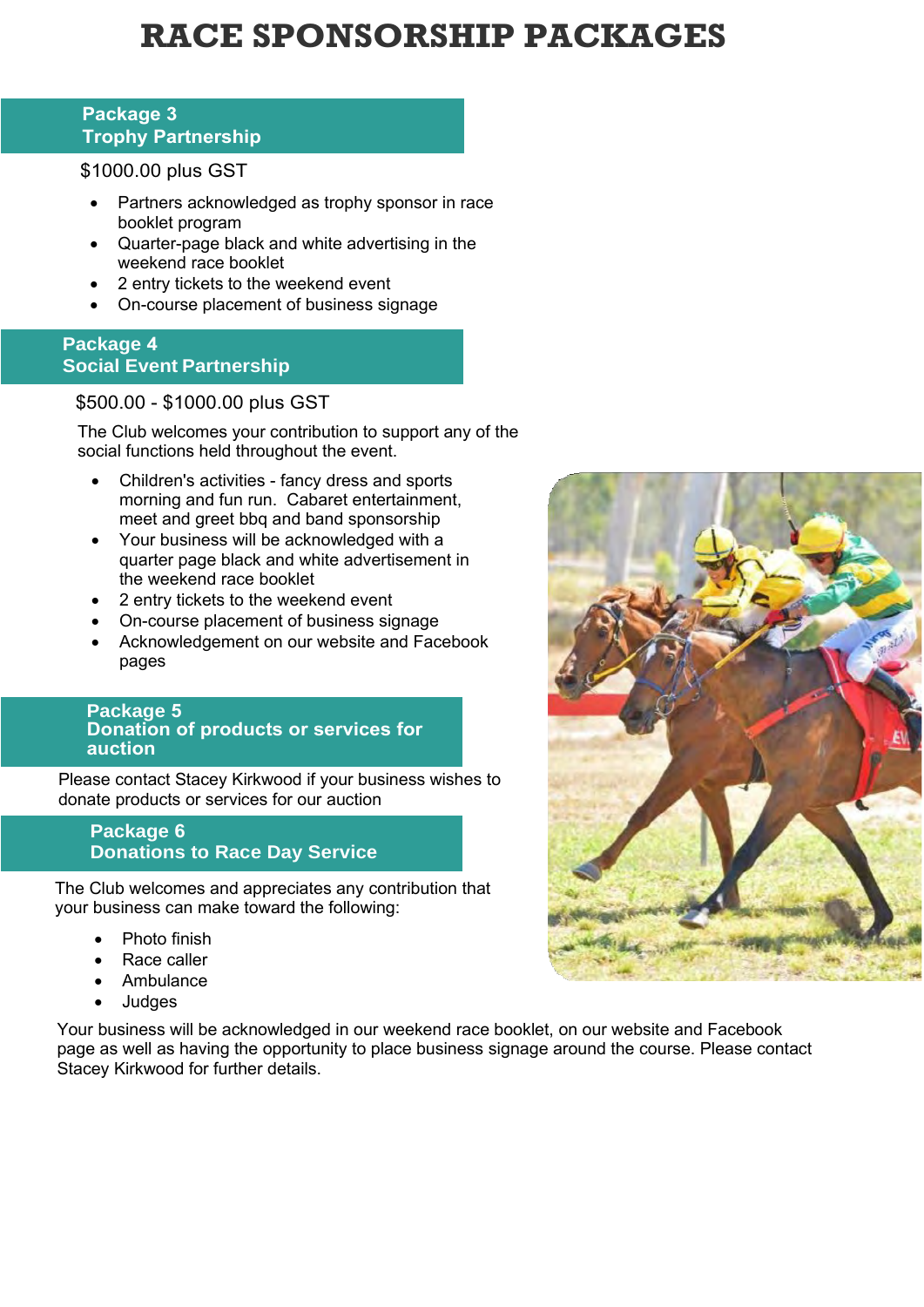# RACE SPONSORSHIP PACKAGES

## Package 3
## Trophy Partnership

$1000.00 plus GST

- Partners acknowledged as trophy sponsor in race booklet program
- Quarter-page black and white advertising in the weekend race booklet
- 2 entry tickets to the weekend event
- On-course placement of business signage

## Package 4
## Social Event Partnership

$500.00 - $1000.00 plus GST

The Club welcomes your contribution to support any of the social functions held throughout the event.

- Children's activities - fancy dress and sports morning and fun run. Cabaret entertainment, meet and greet bbq and band sponsorship
- Your business will be acknowledged with a quarter page black and white advertisement in the weekend race booklet
- 2 entry tickets to the weekend event
- On-course placement of business signage
- Acknowledgement on our website and Facebook pages

## Package 5
## Donation of products or services for auction

Please contact Stacey Kirkwood if your business wishes to donate products or services for our auction

## Package 6
## Donations to Race Day Service

The Club welcomes and appreciates any contribution that your business can make toward the following:

- Photo finish
- Race caller
- Ambulance
- Judges

Your business will be acknowledged in our weekend race booklet, on our website and Facebook page as well as having the opportunity to place business signage around the course. Please contact Stacey Kirkwood for further details.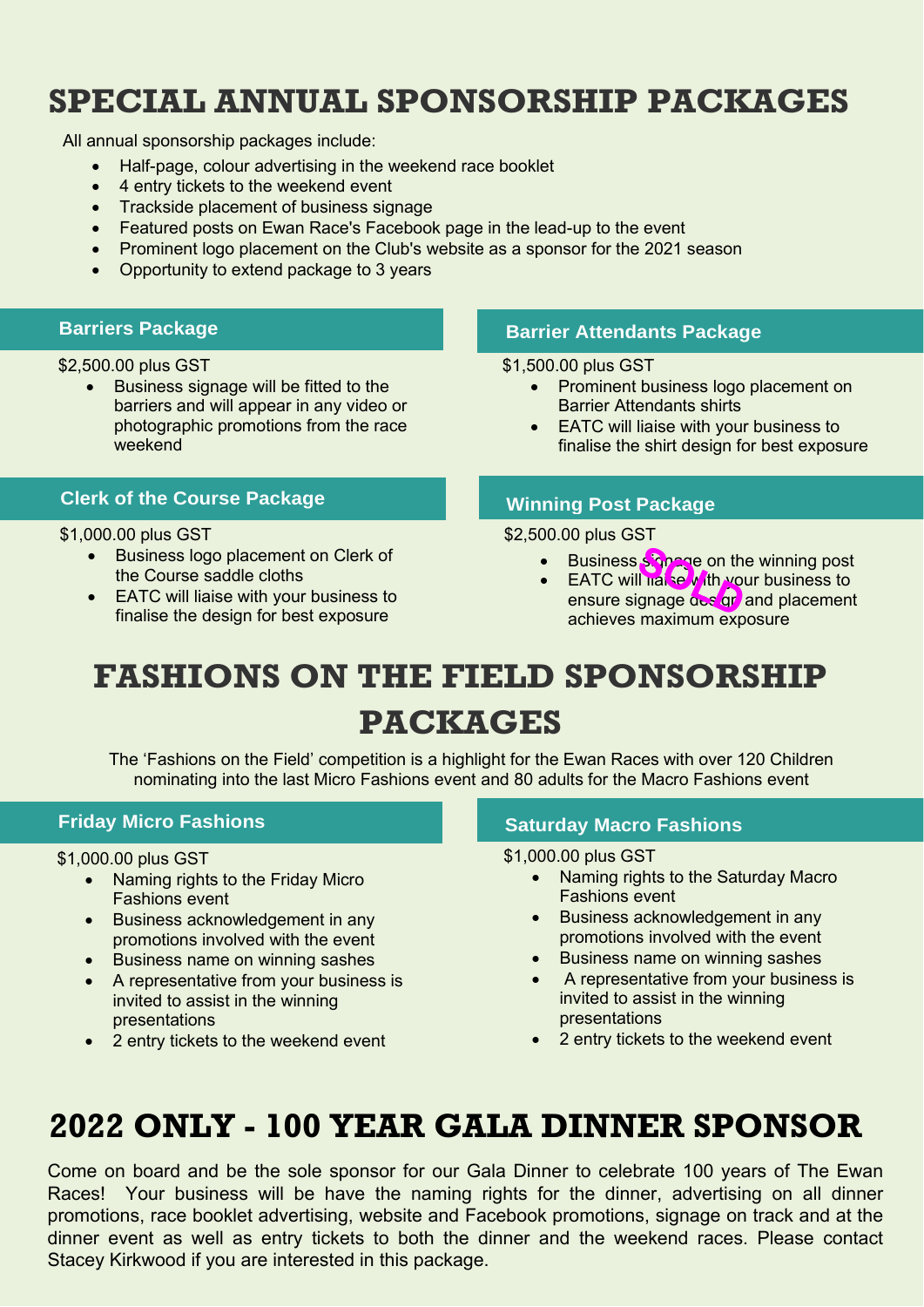# SPECIAL ANNUAL SPONSORSHIP PACKAGES

All annual sponsorship packages include:

- Half-page, colour advertising in the weekend race booklet
- 4 entry tickets to the weekend event
- Trackside placement of business signage
- Featured posts on Ewan Race's Facebook page in the lead-up to the event
- Prominent logo placement on the Club's website as a sponsor for the 2021 season
- Opportunity to extend package to 3 years

### Barriers Package

$2,500.00 plus GST

- Business signage will be fitted to the barriers and will appear in any video or photographic promotions from the race weekend

### Barrier Attendants Package

$1,500.00 plus GST

- Prominent business logo placement on Barrier Attendants shirts
- EATC will liaise with your business to finalise the shirt design for best exposure

### Clerk of the Course Package

$1,000.00 plus GST

- Business logo placement on Clerk of the Course saddle cloths
- EATC will liaise with your business to finalise the design for best exposure

### Winning Post Package

$2,500.00 plus GST

SOLD

- Business signage on the winning post
- EATC will liaise with your business to ensure signage design and placement achieves maximum exposure

# FASHIONS ON THE FIELD SPONSORSHIP PACKAGES

The 'Fashions on the Field' competition is a highlight for the Ewan Races with over 120 Children nominating into the last Micro Fashions event and 80 adults for the Macro Fashions event

### Friday Micro Fashions

$1,000.00 plus GST

- Naming rights to the Friday Micro Fashions event
- Business acknowledgement in any promotions involved with the event
- Business name on winning sashes
- A representative from your business is invited to assist in the winning presentations
- 2 entry tickets to the weekend event

### Saturday Macro Fashions

$1,000.00 plus GST

- Naming rights to the Saturday Macro Fashions event
- Business acknowledgement in any promotions involved with the event
- Business name on winning sashes
- A representative from your business is invited to assist in the winning presentations
- 2 entry tickets to the weekend event

# 2022 ONLY - 100 YEAR GALA DINNER SPONSOR

Come on board and be the sole sponsor for our Gala Dinner to celebrate 100 years of The Ewan Races! Your business will be have the naming rights for the dinner, advertising on all dinner promotions, race booklet advertising, website and Facebook promotions, signage on track and at the dinner event as well as entry tickets to both the dinner and the weekend races. Please contact Stacey Kirkwood if you are interested in this package.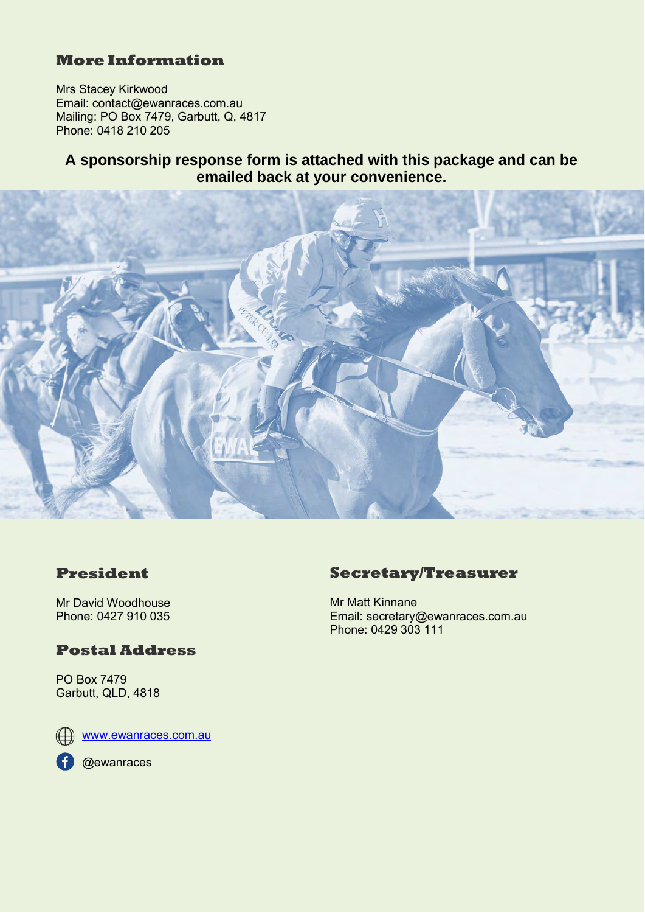## More Information

Mrs Stacey Kirkwood
Email: contact@ewanraces.com.au
Mailing: PO Box 7479, Garbutt, Q, 4817
Phone: 0418 210 205

**A sponsorship response form is attached with this package and can be emailed back at your convenience.**

## President

Mr David Woodhouse
Phone: 0427 910 035

## Secretary/Treasurer

Mr Matt Kinnane
Email: secretary@ewanraces.com.au
Phone: 0429 303 111

## Postal Address

PO Box 7479
Garbutt, QLD, 4818

www.ewanraces.com.au

@ewanraces